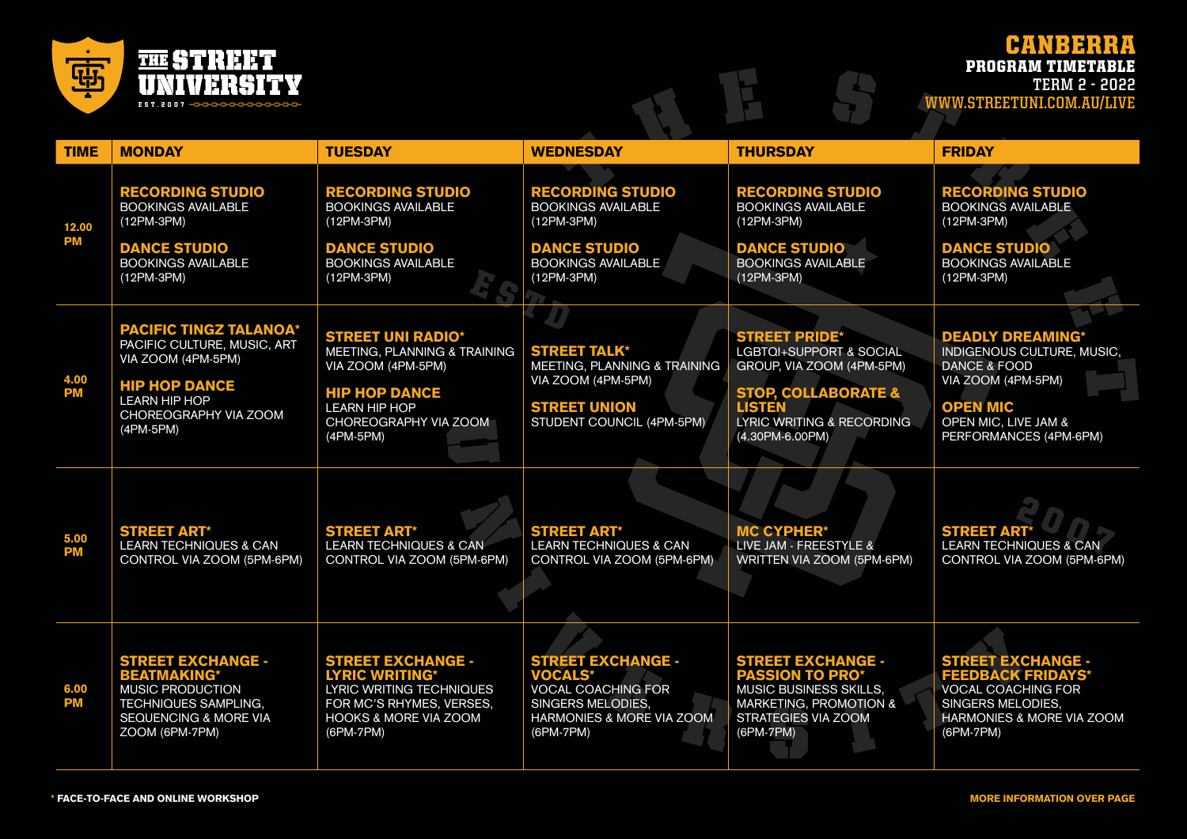# THE STREET UNIVERSITY

EST. 2007

## CANBERRA

**PROGRAM TIMETABLE**

TERM 2 - 2022

WWW.STREETUNI.COM.AU/LIVE

| TIME | MONDAY | TUESDAY | WEDNESDAY | THURSDAY | FRIDAY |
|---|---|---|---|---|---|
| 12.00 PM | **RECORDING STUDIO** BOOKINGS AVAILABLE (12PM-3PM) **DANCE STUDIO** BOOKINGS AVAILABLE (12PM-3PM) | **RECORDING STUDIO** BOOKINGS AVAILABLE (12PM-3PM) **DANCE STUDIO** BOOKINGS AVAILABLE (12PM-3PM) | **RECORDING STUDIO** BOOKINGS AVAILABLE (12PM-3PM) **DANCE STUDIO** BOOKINGS AVAILABLE (12PM-3PM) | **RECORDING STUDIO** BOOKINGS AVAILABLE (12PM-3PM) **DANCE STUDIO** BOOKINGS AVAILABLE (12PM-3PM) | **RECORDING STUDIO** BOOKINGS AVAILABLE (12PM-3PM) **DANCE STUDIO** BOOKINGS AVAILABLE (12PM-3PM) |
| 4.00 PM | **PACIFIC TINGZ TALANOA*** PACIFIC CULTURE, MUSIC, ART VIA ZOOM (4PM-5PM) **HIP HOP DANCE** LEARN HIP HOP CHOREOGRAPHY VIA ZOOM (4PM-5PM) | **STREET UNI RADIO*** MEETING, PLANNING & TRAINING VIA ZOOM (4PM-5PM) **HIP HOP DANCE** LEARN HIP HOP CHOREOGRAPHY VIA ZOOM (4PM-5PM) | **STREET TALK*** MEETING, PLANNING & TRAINING VIA ZOOM (4PM-5PM) **STREET UNION** STUDENT COUNCIL (4PM-5PM) | **STREET PRIDE*** LGBTQI+SUPPORT & SOCIAL GROUP, VIA ZOOM (4PM-5PM) **STOP, COLLABORATE & LISTEN** LYRIC WRITING & RECORDING (4.30PM-6.00PM) | **DEADLY DREAMING*** INDIGENOUS CULTURE, MUSIC, DANCE & FOOD VIA ZOOM (4PM-5PM) **OPEN MIC** OPEN MIC, LIVE JAM & PERFORMANCES (4PM-6PM) |
| 5.00 PM | **STREET ART*** LEARN TECHNIQUES & CAN CONTROL VIA ZOOM (5PM-6PM) | **STREET ART*** LEARN TECHNIQUES & CAN CONTROL VIA ZOOM (5PM-6PM) | **STREET ART*** LEARN TECHNIQUES & CAN CONTROL VIA ZOOM (5PM-6PM) | **MC CYPHER*** LIVE JAM - FREESTYLE & WRITTEN VIA ZOOM (5PM-6PM) | **STREET ART*** LEARN TECHNIQUES & CAN CONTROL VIA ZOOM (5PM-6PM) |
| 6.00 PM | **STREET EXCHANGE - BEATMAKING*** MUSIC PRODUCTION TECHNIQUES SAMPLING, SEQUENCING & MORE VIA ZOOM (6PM-7PM) | **STREET EXCHANGE - LYRIC WRITING*** LYRIC WRITING TECHNIQUES FOR MC'S RHYMES, VERSES, HOOKS & MORE VIA ZOOM (6PM-7PM) | **STREET EXCHANGE - VOCALS*** VOCAL COACHING FOR SINGERS MELODIES, HARMONIES & MORE VIA ZOOM (6PM-7PM) | **STREET EXCHANGE - PASSION TO PRO*** MUSIC BUSINESS SKILLS, MARKETING, PROMOTION & STRATEGIES VIA ZOOM (6PM-7PM) | **STREET EXCHANGE - FEEDBACK FRIDAYS*** VOCAL COACHING FOR SINGERS MELODIES, HARMONIES & MORE VIA ZOOM (6PM-7PM) |

* **FACE-TO-FACE AND ONLINE WORKSHOP**

**MORE INFORMATION OVER PAGE**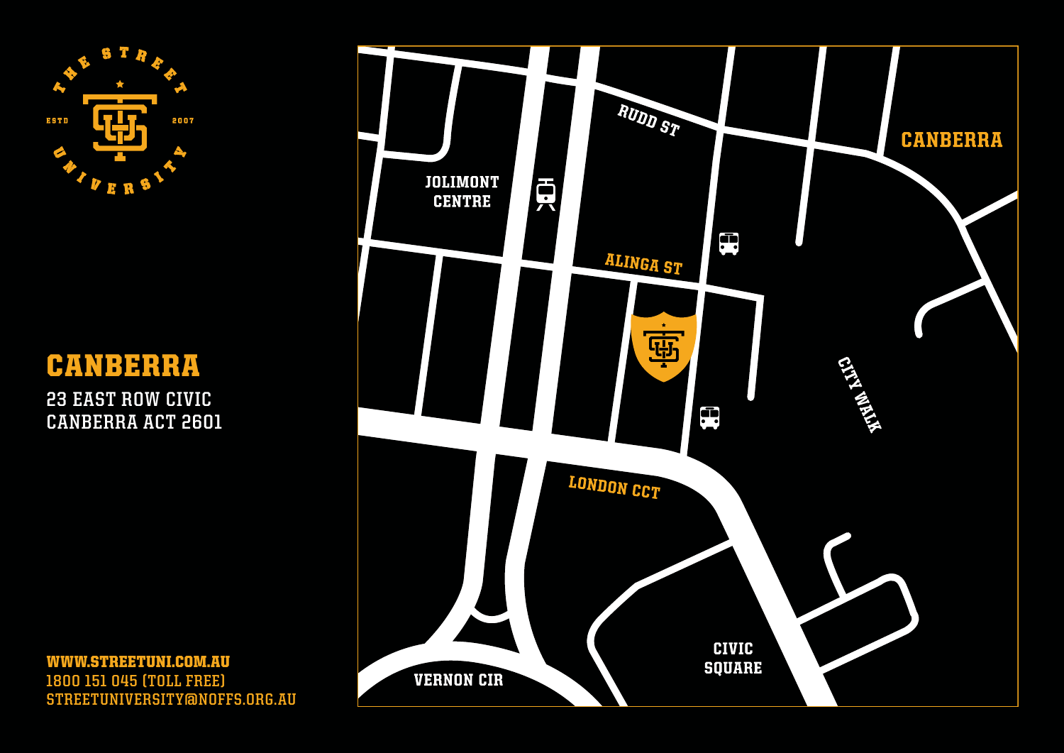THE STREET UNIVERSITY

ESTD 2007

# CANBERRA

23 EAST ROW CIVIC
CANBERRA ACT 2601

**WWW.STREETUNI.COM.AU**
1800 151 045 (TOLL FREE)
STREETUNIVERSITY@NOFFS.ORG.AU

RUDD ST
CANBERRA
JOLIMONT CENTRE
ALINGA ST
CITY WALK
LONDON CCT
CIVIC SQUARE
VERNON CIR